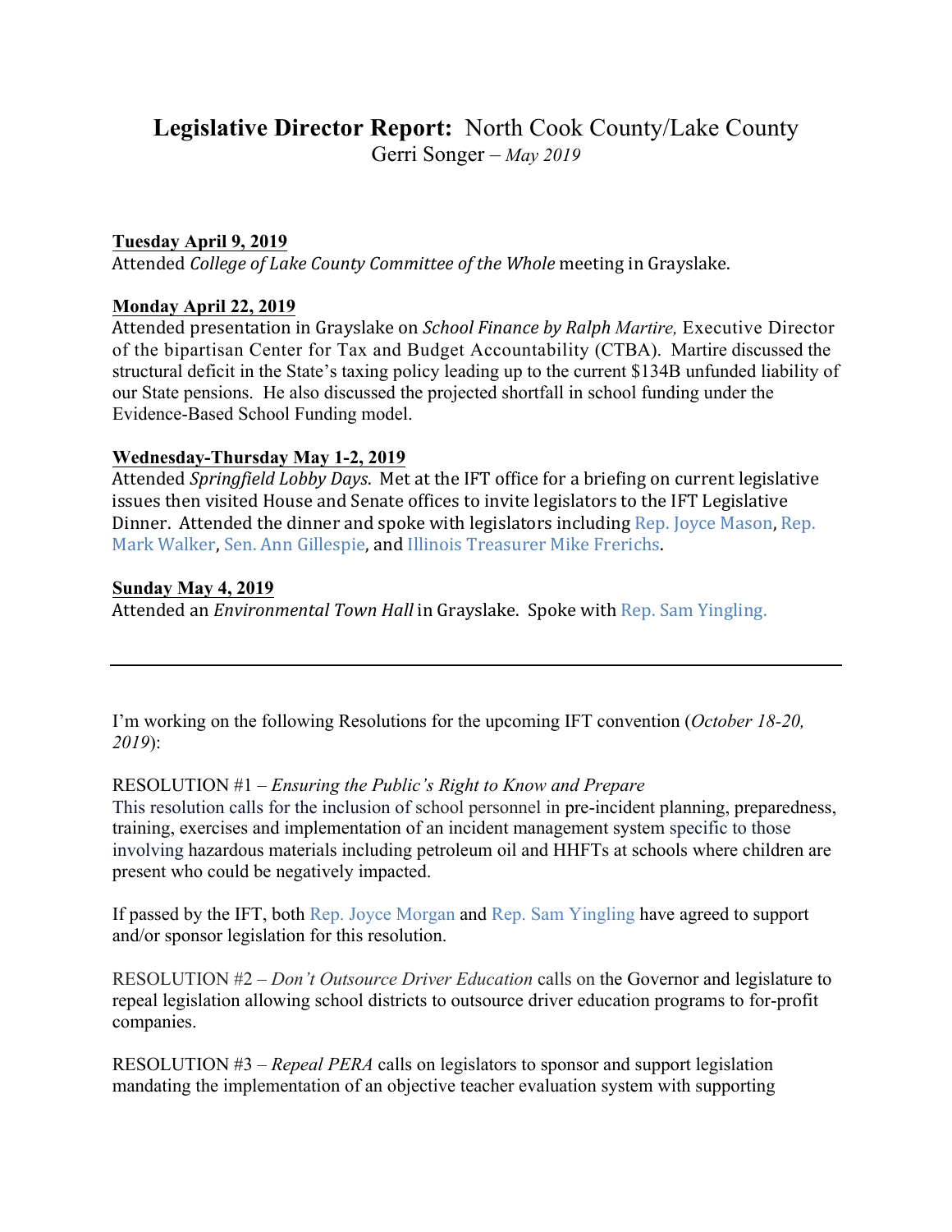# **Legislative Director Report:** North Cook County/Lake County

Gerri Songer – *May 2019*

**Tuesday April 9, 2019**

Attended *College of Lake County Committee of the Whole* meeting in Grayslake.

**Monday April 22, 2019**

Attended presentation in Grayslake on *School Finance by Ralph Martire,* Executive Director of the bipartisan Center for Tax and Budget Accountability (CTBA). Martire discussed the structural deficit in the State's taxing policy leading up to the current $134B unfunded liability of our State pensions. He also discussed the projected shortfall in school funding under the Evidence-Based School Funding model.

**Wednesday-Thursday May 1-2, 2019**

Attended *Springfield Lobby Days*. Met at the IFT office for a briefing on current legislative issues then visited House and Senate offices to invite legislators to the IFT Legislative Dinner. Attended the dinner and spoke with legislators including Rep. Joyce Mason, Rep. Mark Walker, Sen. Ann Gillespie, and Illinois Treasurer Mike Frerichs.

**Sunday May 4, 2019**

Attended an *Environmental Town Hall* in Grayslake. Spoke with Rep. Sam Yingling.

---

I'm working on the following Resolutions for the upcoming IFT convention (*October 18-20, 2019*):

RESOLUTION #1 – *Ensuring the Public's Right to Know and Prepare*
This resolution calls for the inclusion of school personnel in pre-incident planning, preparedness, training, exercises and implementation of an incident management system specific to those involving hazardous materials including petroleum oil and HHFTs at schools where children are present who could be negatively impacted.

If passed by the IFT, both Rep. Joyce Morgan and Rep. Sam Yingling have agreed to support and/or sponsor legislation for this resolution.

RESOLUTION #2 – *Don't Outsource Driver Education* calls on the Governor and legislature to repeal legislation allowing school districts to outsource driver education programs to for-profit companies.

RESOLUTION #3 – *Repeal PERA* calls on legislators to sponsor and support legislation mandating the implementation of an objective teacher evaluation system with supporting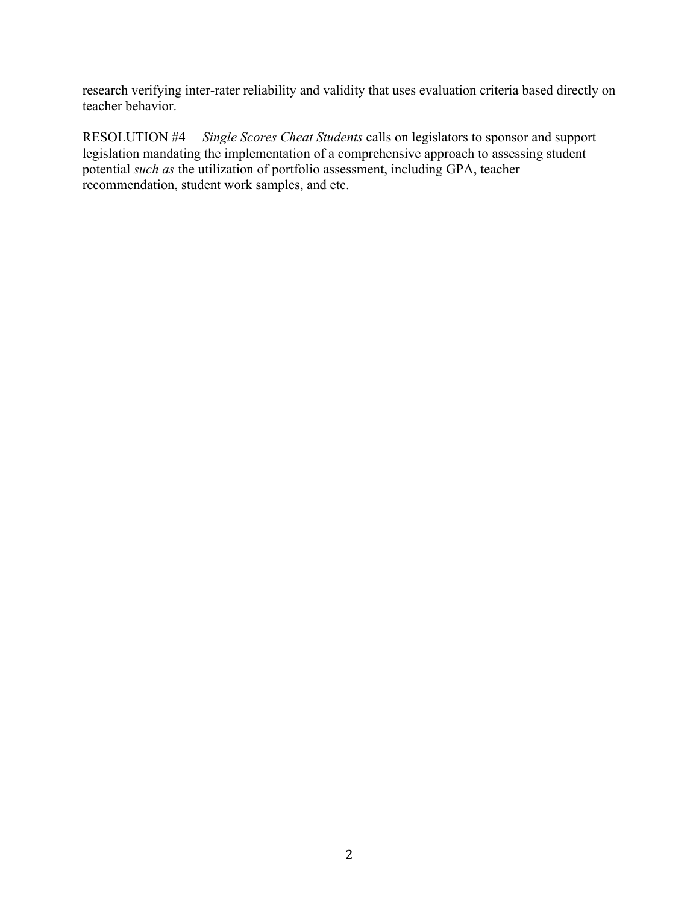research verifying inter-rater reliability and validity that uses evaluation criteria based directly on teacher behavior.

RESOLUTION #4 – *Single Scores Cheat Students* calls on legislators to sponsor and support legislation mandating the implementation of a comprehensive approach to assessing student potential *such as* the utilization of portfolio assessment, including GPA, teacher recommendation, student work samples, and etc.